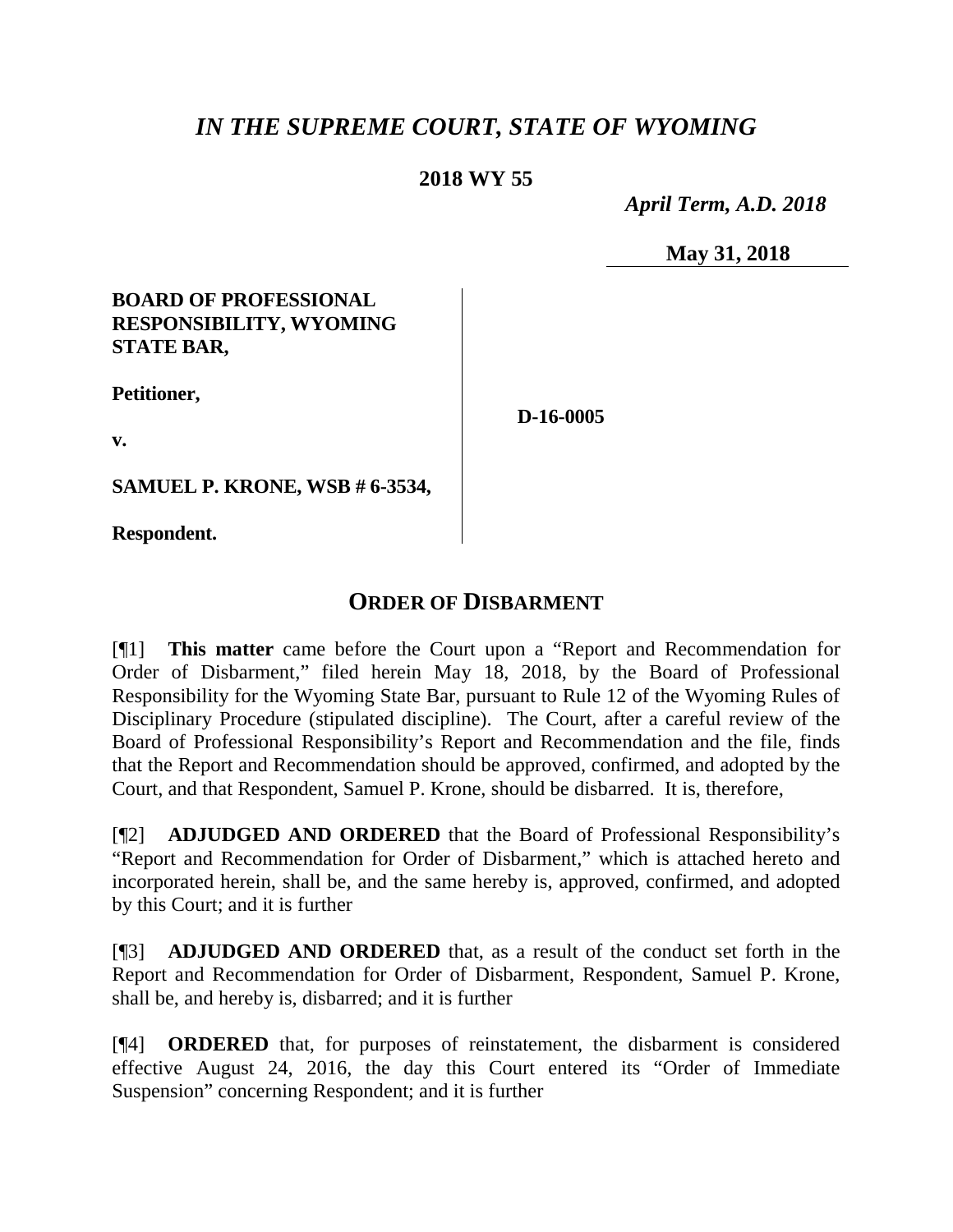# *IN THE SUPREME COURT, STATE OF WYOMING*

**2018 WY 55**

*April Term, A.D. 2018*

**May 31, 2018**

**BOARD OF PROFESSIONAL RESPONSIBILITY, WYOMING STATE BAR,**

**Petitioner,**

**v.**

**SAMUEL P. KRONE, WSB # 6-3534,**

**Respondent.**

**D-16-0005**

## ORDER OF DISBARMENT

[¶1] **This matter** came before the Court upon a "Report and Recommendation for Order of Disbarment," filed herein May 18, 2018, by the Board of Professional Responsibility for the Wyoming State Bar, pursuant to Rule 12 of the Wyoming Rules of Disciplinary Procedure (stipulated discipline). The Court, after a careful review of the Board of Professional Responsibility's Report and Recommendation and the file, finds that the Report and Recommendation should be approved, confirmed, and adopted by the Court, and that Respondent, Samuel P. Krone, should be disbarred. It is, therefore,

[¶2] **ADJUDGED AND ORDERED** that the Board of Professional Responsibility's "Report and Recommendation for Order of Disbarment," which is attached hereto and incorporated herein, shall be, and the same hereby is, approved, confirmed, and adopted by this Court; and it is further

[¶3] **ADJUDGED AND ORDERED** that, as a result of the conduct set forth in the Report and Recommendation for Order of Disbarment, Respondent, Samuel P. Krone, shall be, and hereby is, disbarred; and it is further

[¶4] **ORDERED** that, for purposes of reinstatement, the disbarment is considered effective August 24, 2016, the day this Court entered its "Order of Immediate Suspension" concerning Respondent; and it is further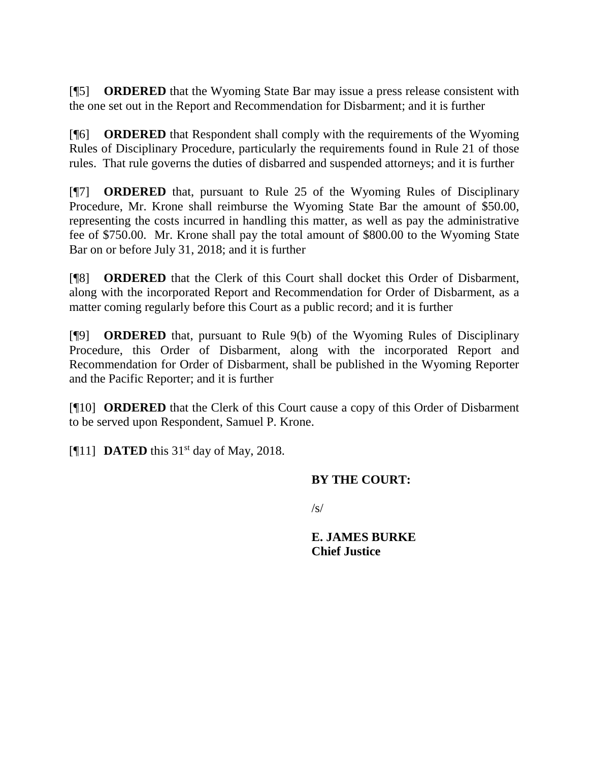[¶5] **ORDERED** that the Wyoming State Bar may issue a press release consistent with the one set out in the Report and Recommendation for Disbarment; and it is further

[¶6] **ORDERED** that Respondent shall comply with the requirements of the Wyoming Rules of Disciplinary Procedure, particularly the requirements found in Rule 21 of those rules. That rule governs the duties of disbarred and suspended attorneys; and it is further

[¶7] **ORDERED** that, pursuant to Rule 25 of the Wyoming Rules of Disciplinary Procedure, Mr. Krone shall reimburse the Wyoming State Bar the amount of $50.00, representing the costs incurred in handling this matter, as well as pay the administrative fee of $750.00. Mr. Krone shall pay the total amount of $800.00 to the Wyoming State Bar on or before July 31, 2018; and it is further

[¶8] **ORDERED** that the Clerk of this Court shall docket this Order of Disbarment, along with the incorporated Report and Recommendation for Order of Disbarment, as a matter coming regularly before this Court as a public record; and it is further

[¶9] **ORDERED** that, pursuant to Rule 9(b) of the Wyoming Rules of Disciplinary Procedure, this Order of Disbarment, along with the incorporated Report and Recommendation for Order of Disbarment, shall be published in the Wyoming Reporter and the Pacific Reporter; and it is further

[¶10] **ORDERED** that the Clerk of this Court cause a copy of this Order of Disbarment to be served upon Respondent, Samuel P. Krone.

[¶11] **DATED** this 31st day of May, 2018.

**BY THE COURT:**

/s/

**E. JAMES BURKE**
**Chief Justice**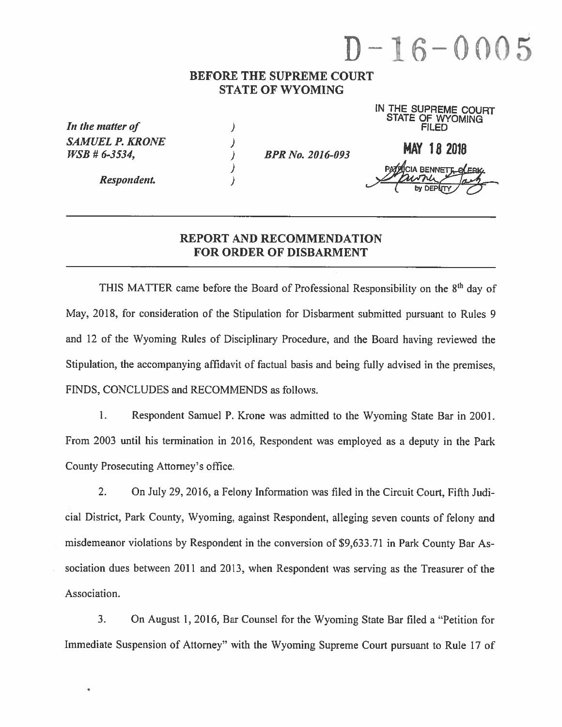# D-16-0005

**BEFORE THE SUPREME COURT**
**STATE OF WYOMING**

IN THE SUPREME COURT
STATE OF WYOMING
FILED

MAY 18 2018

PATRICIA BENNETT, CLERK
by DEPUTY

*In the matter of*
*SAMUEL P. KRONE*
*WSB # 6-3534,*

*Respondent.*

*BPR No. 2016-093*

---

## REPORT AND RECOMMENDATION FOR ORDER OF DISBARMENT

---

THIS MATTER came before the Board of Professional Responsibility on the 8th day of May, 2018, for consideration of the Stipulation for Disbarment submitted pursuant to Rules 9 and 12 of the Wyoming Rules of Disciplinary Procedure, and the Board having reviewed the Stipulation, the accompanying affidavit of factual basis and being fully advised in the premises, FINDS, CONCLUDES and RECOMMENDS as follows.

1. Respondent Samuel P. Krone was admitted to the Wyoming State Bar in 2001. From 2003 until his termination in 2016, Respondent was employed as a deputy in the Park County Prosecuting Attorney's office.

2. On July 29, 2016, a Felony Information was filed in the Circuit Court, Fifth Judicial District, Park County, Wyoming, against Respondent, alleging seven counts of felony and misdemeanor violations by Respondent in the conversion of $9,633.71 in Park County Bar Association dues between 2011 and 2013, when Respondent was serving as the Treasurer of the Association.

3. On August 1, 2016, Bar Counsel for the Wyoming State Bar filed a "Petition for Immediate Suspension of Attorney" with the Wyoming Supreme Court pursuant to Rule 17 of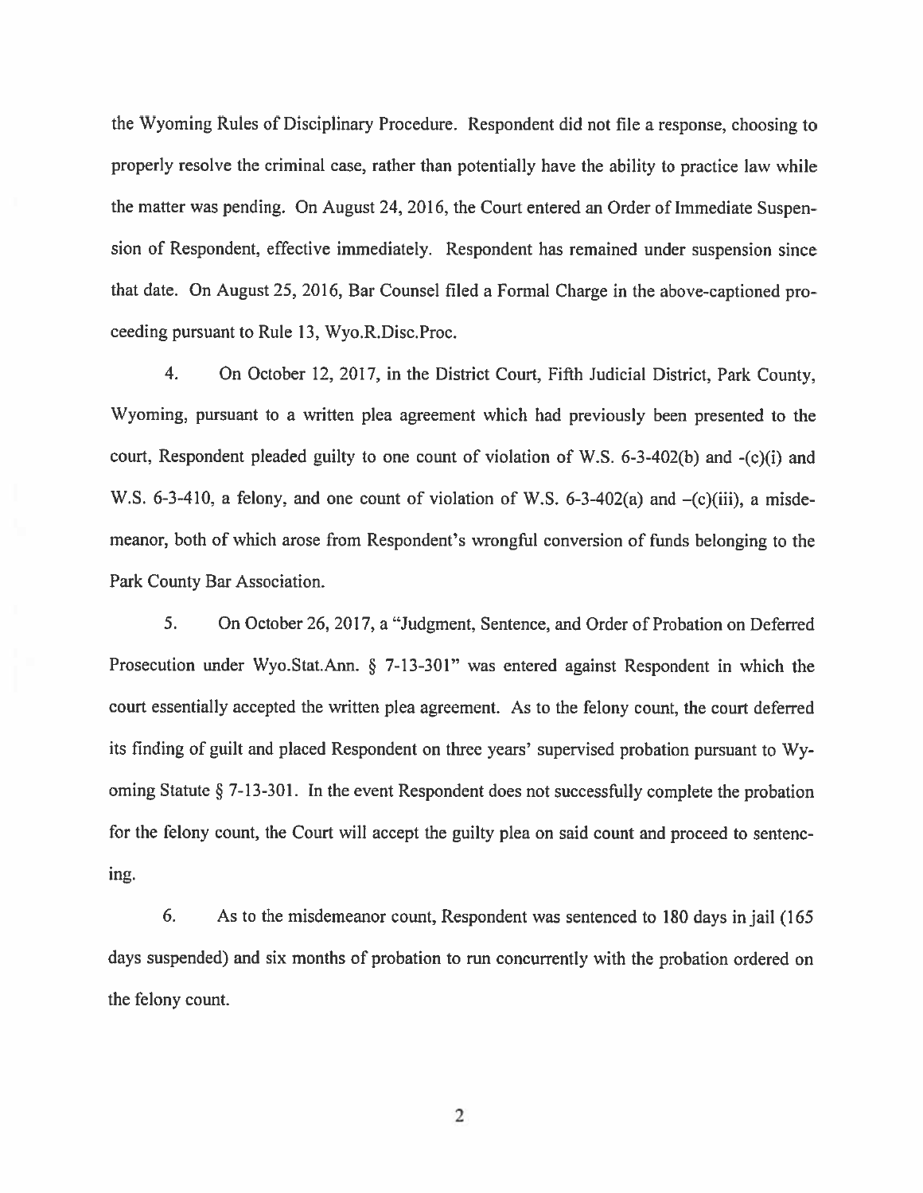the Wyoming Rules of Disciplinary Procedure. Respondent did not file a response, choosing to properly resolve the criminal case, rather than potentially have the ability to practice law while the matter was pending. On August 24, 2016, the Court entered an Order of Immediate Suspension of Respondent, effective immediately. Respondent has remained under suspension since that date. On August 25, 2016, Bar Counsel filed a Formal Charge in the above-captioned proceeding pursuant to Rule 13, Wyo.R.Disc.Proc.

4. On October 12, 2017, in the District Court, Fifth Judicial District, Park County, Wyoming, pursuant to a written plea agreement which had previously been presented to the court, Respondent pleaded guilty to one count of violation of W.S. 6-3-402(b) and -(c)(i) and W.S. 6-3-410, a felony, and one count of violation of W.S. 6-3-402(a) and –(c)(iii), a misdemeanor, both of which arose from Respondent's wrongful conversion of funds belonging to the Park County Bar Association.

5. On October 26, 2017, a "Judgment, Sentence, and Order of Probation on Deferred Prosecution under Wyo.Stat.Ann. § 7-13-301" was entered against Respondent in which the court essentially accepted the written plea agreement. As to the felony count, the court deferred its finding of guilt and placed Respondent on three years' supervised probation pursuant to Wyoming Statute § 7-13-301. In the event Respondent does not successfully complete the probation for the felony count, the Court will accept the guilty plea on said count and proceed to sentencing.

6. As to the misdemeanor count, Respondent was sentenced to 180 days in jail (165 days suspended) and six months of probation to run concurrently with the probation ordered on the felony count.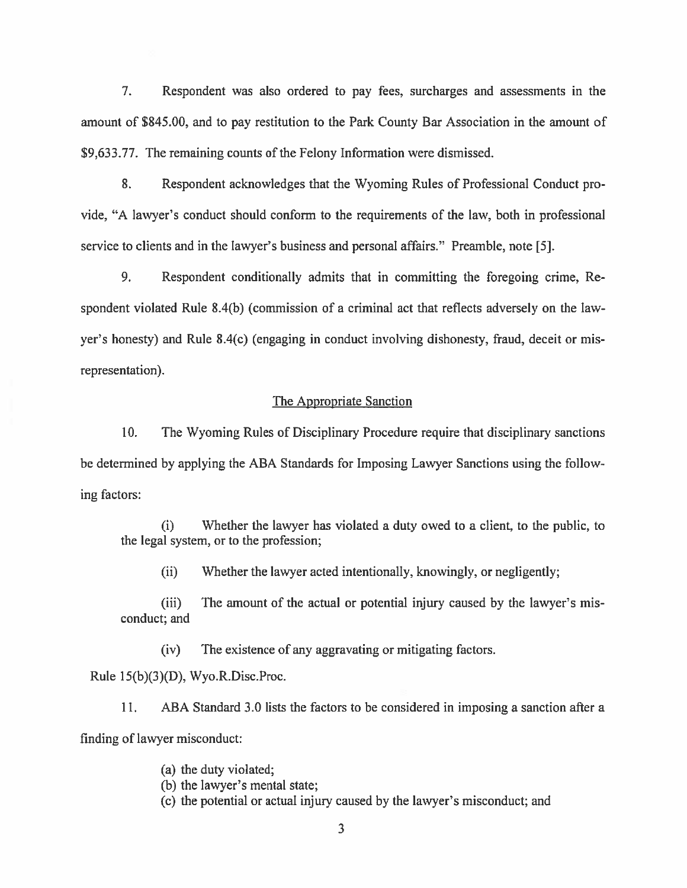7. Respondent was also ordered to pay fees, surcharges and assessments in the amount of $845.00, and to pay restitution to the Park County Bar Association in the amount of $9,633.77. The remaining counts of the Felony Information were dismissed.

8. Respondent acknowledges that the Wyoming Rules of Professional Conduct provide, "A lawyer's conduct should conform to the requirements of the law, both in professional service to clients and in the lawyer's business and personal affairs." Preamble, note [5].

9. Respondent conditionally admits that in committing the foregoing crime, Respondent violated Rule 8.4(b) (commission of a criminal act that reflects adversely on the lawyer's honesty) and Rule 8.4(c) (engaging in conduct involving dishonesty, fraud, deceit or misrepresentation).

## The Appropriate Sanction

10. The Wyoming Rules of Disciplinary Procedure require that disciplinary sanctions be determined by applying the ABA Standards for Imposing Lawyer Sanctions using the following factors:

> (i) Whether the lawyer has violated a duty owed to a client, to the public, to the legal system, or to the profession;
>
> (ii) Whether the lawyer acted intentionally, knowingly, or negligently;
>
> (iii) The amount of the actual or potential injury caused by the lawyer's misconduct; and
>
> (iv) The existence of any aggravating or mitigating factors.

Rule 15(b)(3)(D), Wyo.R.Disc.Proc.

11. ABA Standard 3.0 lists the factors to be considered in imposing a sanction after a finding of lawyer misconduct:

> (a) the duty violated;
> (b) the lawyer's mental state;
> (c) the potential or actual injury caused by the lawyer's misconduct; and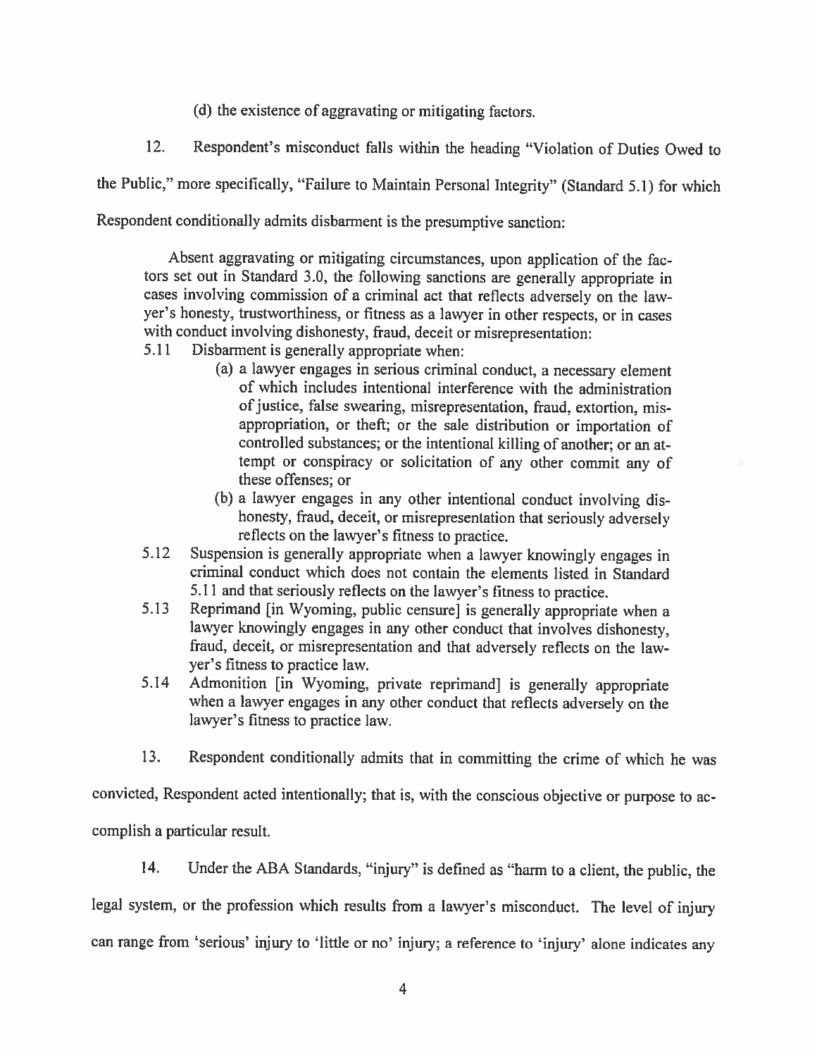(d) the existence of aggravating or mitigating factors.

12. Respondent's misconduct falls within the heading "Violation of Duties Owed to the Public," more specifically, "Failure to Maintain Personal Integrity" (Standard 5.1) for which Respondent conditionally admits disbarment is the presumptive sanction:

> Absent aggravating or mitigating circumstances, upon application of the factors set out in Standard 3.0, the following sanctions are generally appropriate in cases involving commission of a criminal act that reflects adversely on the lawyer's honesty, trustworthiness, or fitness as a lawyer in other respects, or in cases with conduct involving dishonesty, fraud, deceit or misrepresentation:
>
> 5.11 Disbarment is generally appropriate when:
>
> (a) a lawyer engages in serious criminal conduct, a necessary element of which includes intentional interference with the administration of justice, false swearing, misrepresentation, fraud, extortion, misappropriation, or theft; or the sale distribution or importation of controlled substances; or the intentional killing of another; or an attempt or conspiracy or solicitation of any other commit any of these offenses; or
>
> (b) a lawyer engages in any other intentional conduct involving dishonesty, fraud, deceit, or misrepresentation that seriously adversely reflects on the lawyer's fitness to practice.
>
> 5.12 Suspension is generally appropriate when a lawyer knowingly engages in criminal conduct which does not contain the elements listed in Standard 5.11 and that seriously reflects on the lawyer's fitness to practice.
>
> 5.13 Reprimand [in Wyoming, public censure] is generally appropriate when a lawyer knowingly engages in any other conduct that involves dishonesty, fraud, deceit, or misrepresentation and that adversely reflects on the lawyer's fitness to practice law.
>
> 5.14 Admonition [in Wyoming, private reprimand] is generally appropriate when a lawyer engages in any other conduct that reflects adversely on the lawyer's fitness to practice law.

13. Respondent conditionally admits that in committing the crime of which he was convicted, Respondent acted intentionally; that is, with the conscious objective or purpose to accomplish a particular result.

14. Under the ABA Standards, "injury" is defined as "harm to a client, the public, the legal system, or the profession which results from a lawyer's misconduct. The level of injury can range from 'serious' injury to 'little or no' injury; a reference to 'injury' alone indicates any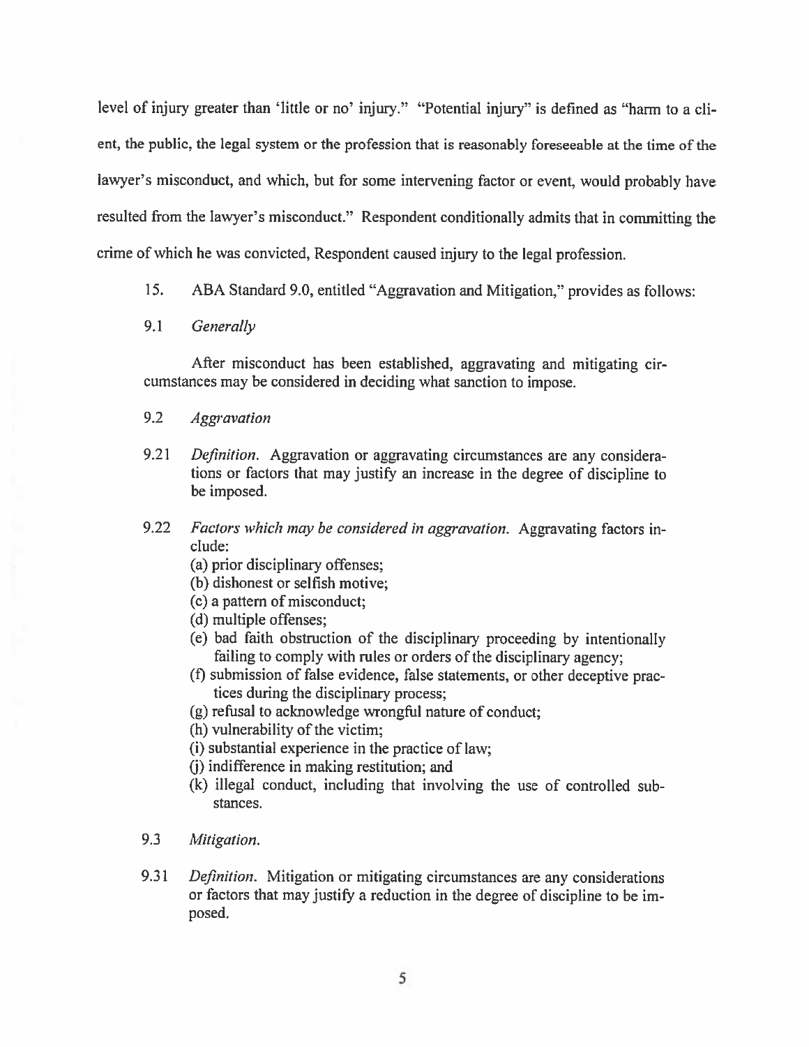level of injury greater than 'little or no' injury." "Potential injury" is defined as "harm to a client, the public, the legal system or the profession that is reasonably foreseeable at the time of the lawyer's misconduct, and which, but for some intervening factor or event, would probably have resulted from the lawyer's misconduct." Respondent conditionally admits that in committing the crime of which he was convicted, Respondent caused injury to the legal profession.

15. ABA Standard 9.0, entitled "Aggravation and Mitigation," provides as follows:

9.1 *Generally*

After misconduct has been established, aggravating and mitigating circumstances may be considered in deciding what sanction to impose.

9.2 *Aggravation*

9.21 *Definition.* Aggravation or aggravating circumstances are any considerations or factors that may justify an increase in the degree of discipline to be imposed.

9.22 *Factors which may be considered in aggravation.* Aggravating factors include:

(a) prior disciplinary offenses;
(b) dishonest or selfish motive;
(c) a pattern of misconduct;
(d) multiple offenses;
(e) bad faith obstruction of the disciplinary proceeding by intentionally failing to comply with rules or orders of the disciplinary agency;
(f) submission of false evidence, false statements, or other deceptive practices during the disciplinary process;
(g) refusal to acknowledge wrongful nature of conduct;
(h) vulnerability of the victim;
(i) substantial experience in the practice of law;
(j) indifference in making restitution; and
(k) illegal conduct, including that involving the use of controlled substances.

9.3 *Mitigation.*

9.31 *Definition.* Mitigation or mitigating circumstances are any considerations or factors that may justify a reduction in the degree of discipline to be imposed.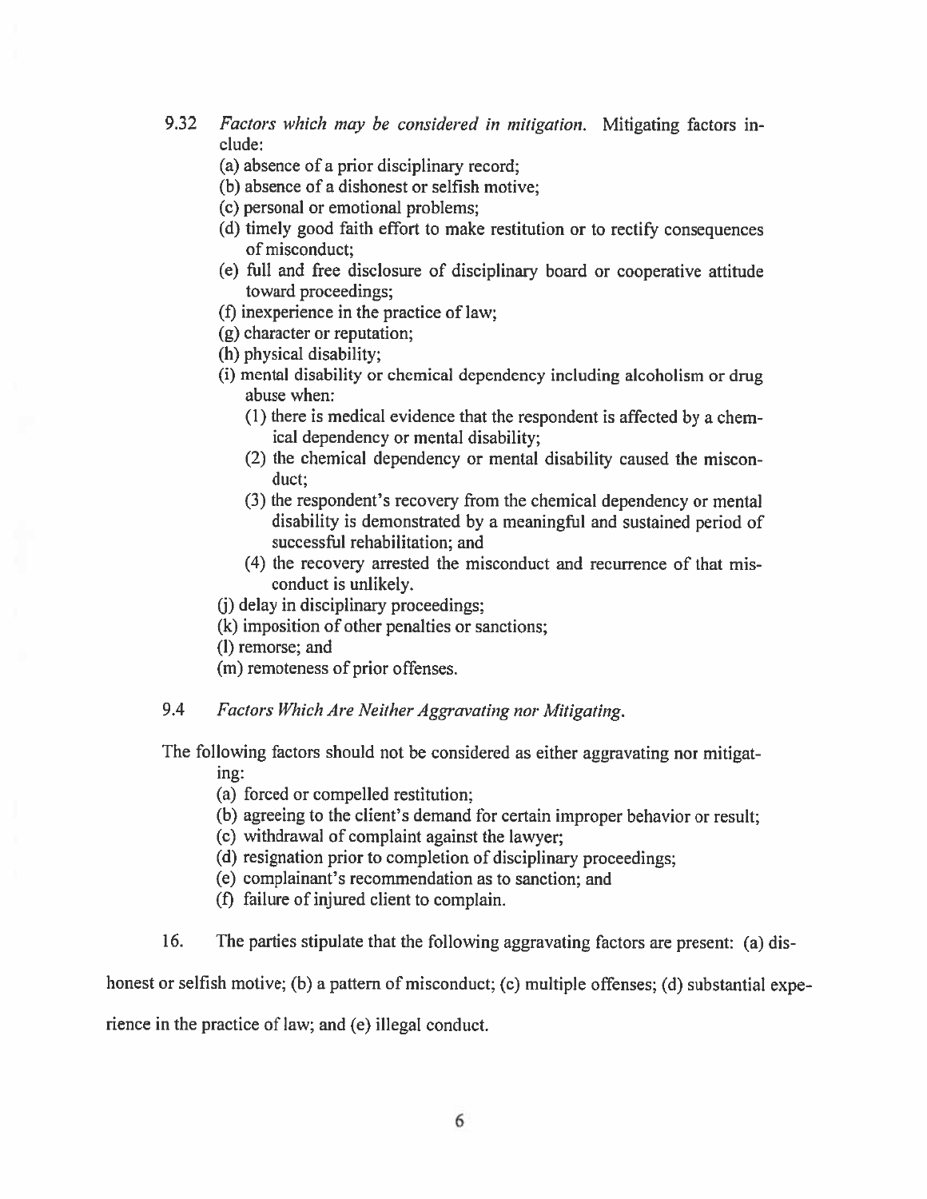9.32 *Factors which may be considered in mitigation.* Mitigating factors include:

(a) absence of a prior disciplinary record;
(b) absence of a dishonest or selfish motive;
(c) personal or emotional problems;
(d) timely good faith effort to make restitution or to rectify consequences of misconduct;
(e) full and free disclosure of disciplinary board or cooperative attitude toward proceedings;
(f) inexperience in the practice of law;
(g) character or reputation;
(h) physical disability;
(i) mental disability or chemical dependency including alcoholism or drug abuse when:
  (1) there is medical evidence that the respondent is affected by a chemical dependency or mental disability;
  (2) the chemical dependency or mental disability caused the misconduct;
  (3) the respondent's recovery from the chemical dependency or mental disability is demonstrated by a meaningful and sustained period of successful rehabilitation; and
  (4) the recovery arrested the misconduct and recurrence of that misconduct is unlikely.
(j) delay in disciplinary proceedings;
(k) imposition of other penalties or sanctions;
(l) remorse; and
(m) remoteness of prior offenses.

9.4 *Factors Which Are Neither Aggravating nor Mitigating.*

The following factors should not be considered as either aggravating nor mitigating:

(a) forced or compelled restitution;
(b) agreeing to the client's demand for certain improper behavior or result;
(c) withdrawal of complaint against the lawyer;
(d) resignation prior to completion of disciplinary proceedings;
(e) complainant's recommendation as to sanction; and
(f) failure of injured client to complain.

16. The parties stipulate that the following aggravating factors are present: (a) dishonest or selfish motive; (b) a pattern of misconduct; (c) multiple offenses; (d) substantial experience in the practice of law; and (e) illegal conduct.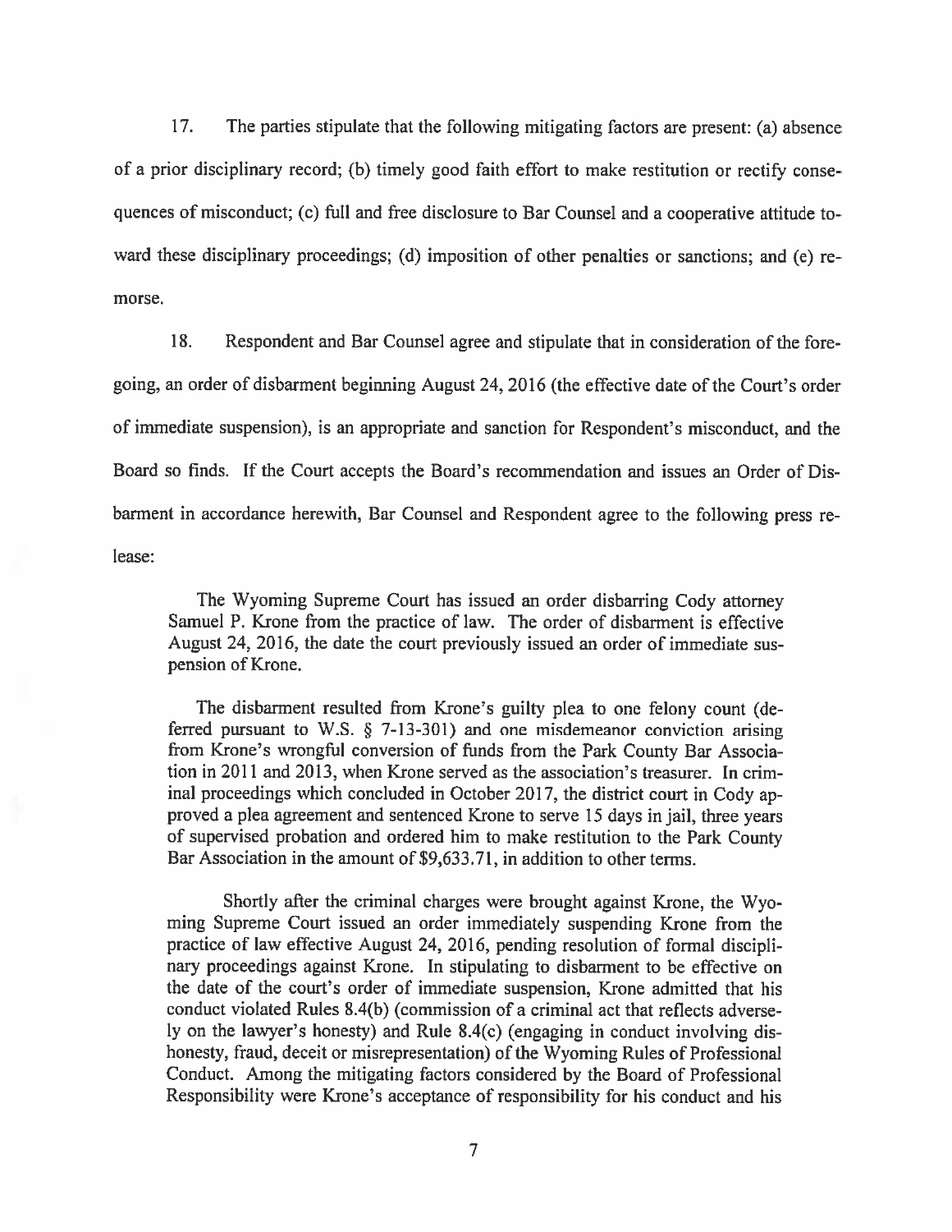17. The parties stipulate that the following mitigating factors are present: (a) absence of a prior disciplinary record; (b) timely good faith effort to make restitution or rectify consequences of misconduct; (c) full and free disclosure to Bar Counsel and a cooperative attitude toward these disciplinary proceedings; (d) imposition of other penalties or sanctions; and (e) remorse.

18. Respondent and Bar Counsel agree and stipulate that in consideration of the foregoing, an order of disbarment beginning August 24, 2016 (the effective date of the Court's order of immediate suspension), is an appropriate and sanction for Respondent's misconduct, and the Board so finds. If the Court accepts the Board's recommendation and issues an Order of Disbarment in accordance herewith, Bar Counsel and Respondent agree to the following press release:

> The Wyoming Supreme Court has issued an order disbarring Cody attorney Samuel P. Krone from the practice of law. The order of disbarment is effective August 24, 2016, the date the court previously issued an order of immediate suspension of Krone.
>
> The disbarment resulted from Krone's guilty plea to one felony count (deferred pursuant to W.S. § 7-13-301) and one misdemeanor conviction arising from Krone's wrongful conversion of funds from the Park County Bar Association in 2011 and 2013, when Krone served as the association's treasurer. In criminal proceedings which concluded in October 2017, the district court in Cody approved a plea agreement and sentenced Krone to serve 15 days in jail, three years of supervised probation and ordered him to make restitution to the Park County Bar Association in the amount of $9,633.71, in addition to other terms.
>
> Shortly after the criminal charges were brought against Krone, the Wyoming Supreme Court issued an order immediately suspending Krone from the practice of law effective August 24, 2016, pending resolution of formal disciplinary proceedings against Krone. In stipulating to disbarment to be effective on the date of the court's order of immediate suspension, Krone admitted that his conduct violated Rules 8.4(b) (commission of a criminal act that reflects adversely on the lawyer's honesty) and Rule 8.4(c) (engaging in conduct involving dishonesty, fraud, deceit or misrepresentation) of the Wyoming Rules of Professional Conduct. Among the mitigating factors considered by the Board of Professional Responsibility were Krone's acceptance of responsibility for his conduct and his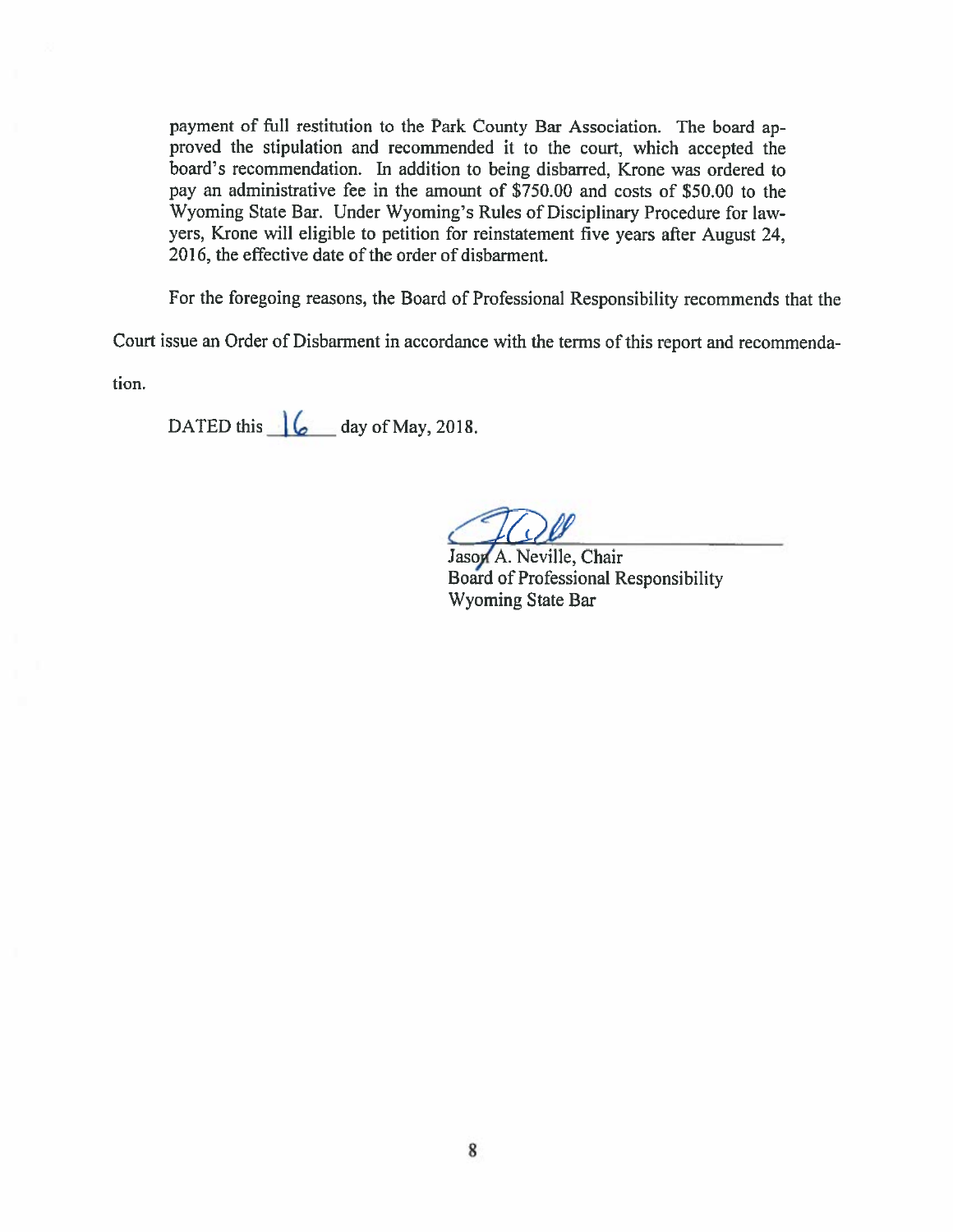payment of full restitution to the Park County Bar Association. The board approved the stipulation and recommended it to the court, which accepted the board's recommendation. In addition to being disbarred, Krone was ordered to pay an administrative fee in the amount of $750.00 and costs of $50.00 to the Wyoming State Bar. Under Wyoming's Rules of Disciplinary Procedure for lawyers, Krone will eligible to petition for reinstatement five years after August 24, 2016, the effective date of the order of disbarment.

For the foregoing reasons, the Board of Professional Responsibility recommends that the Court issue an Order of Disbarment in accordance with the terms of this report and recommendation.

DATED this 16 day of May, 2018.

Jason A. Neville, Chair
Board of Professional Responsibility
Wyoming State Bar